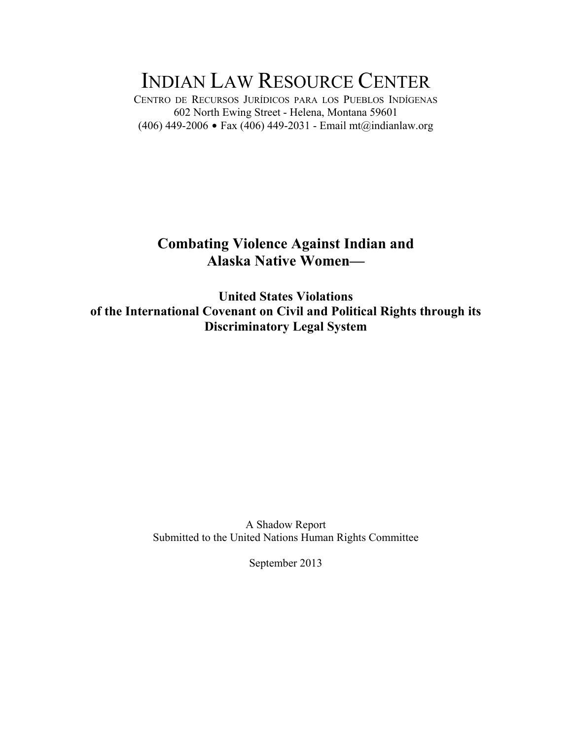# INDIAN LAW RESOURCE CENTER

CENTRO DE RECURSOS JURÍDICOS PARA LOS PUEBLOS INDÍGENAS
602 North Ewing Street - Helena, Montana 59601
(406) 449-2006 • Fax (406) 449-2031 - Email mt@indianlaw.org

## Combating Violence Against Indian and Alaska Native Women—

### United States Violations of the International Covenant on Civil and Political Rights through its Discriminatory Legal System

A Shadow Report
Submitted to the United Nations Human Rights Committee

September 2013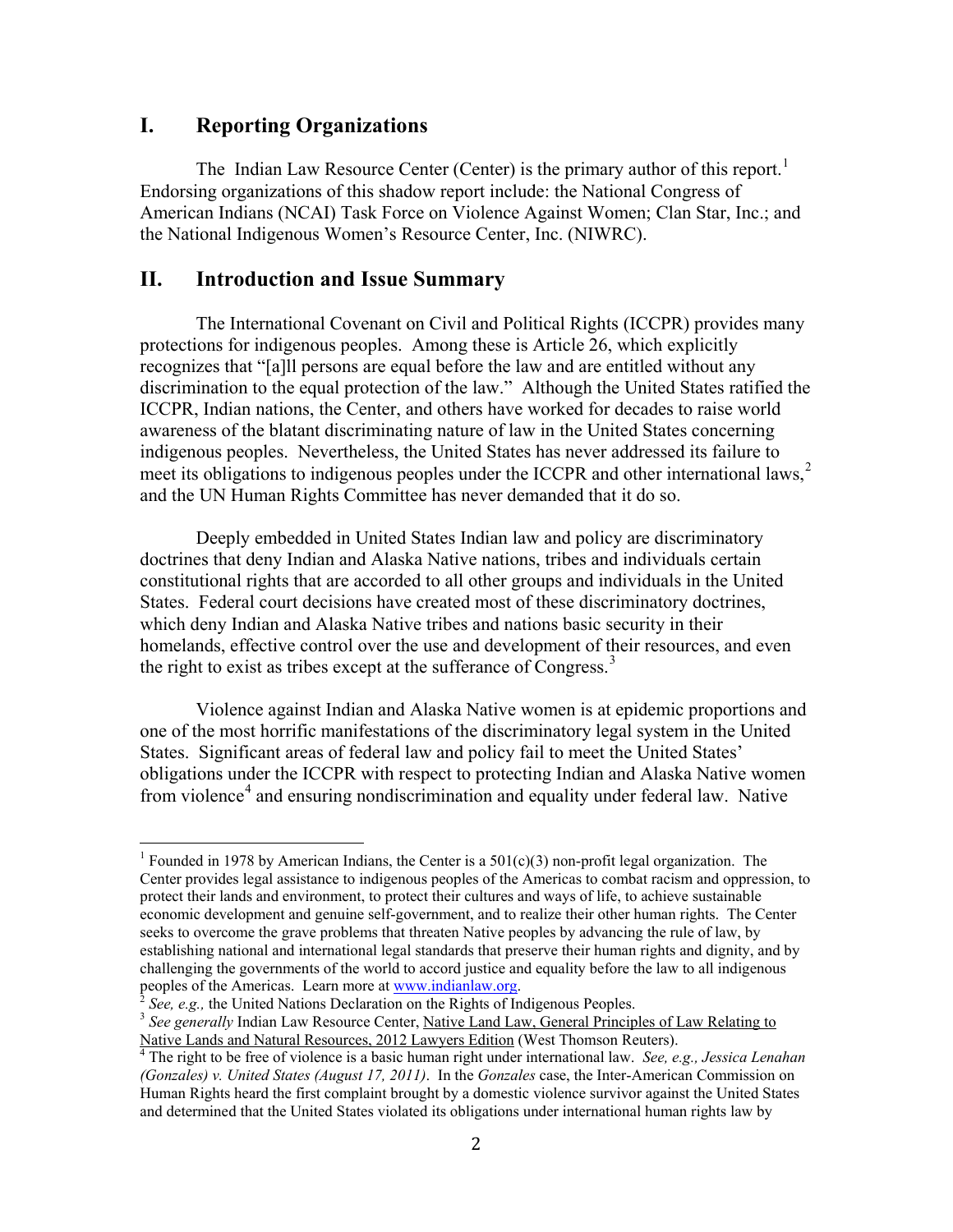## I. Reporting Organizations

The Indian Law Resource Center (Center) is the primary author of this report.[1] Endorsing organizations of this shadow report include: the National Congress of American Indians (NCAI) Task Force on Violence Against Women; Clan Star, Inc.; and the National Indigenous Women's Resource Center, Inc. (NIWRC).

## II. Introduction and Issue Summary

The International Covenant on Civil and Political Rights (ICCPR) provides many protections for indigenous peoples. Among these is Article 26, which explicitly recognizes that "[a]ll persons are equal before the law and are entitled without any discrimination to the equal protection of the law." Although the United States ratified the ICCPR, Indian nations, the Center, and others have worked for decades to raise world awareness of the blatant discriminating nature of law in the United States concerning indigenous peoples. Nevertheless, the United States has never addressed its failure to meet its obligations to indigenous peoples under the ICCPR and other international laws,[2] and the UN Human Rights Committee has never demanded that it do so.

Deeply embedded in United States Indian law and policy are discriminatory doctrines that deny Indian and Alaska Native nations, tribes and individuals certain constitutional rights that are accorded to all other groups and individuals in the United States. Federal court decisions have created most of these discriminatory doctrines, which deny Indian and Alaska Native tribes and nations basic security in their homelands, effective control over the use and development of their resources, and even the right to exist as tribes except at the sufferance of Congress.[3]

Violence against Indian and Alaska Native women is at epidemic proportions and one of the most horrific manifestations of the discriminatory legal system in the United States. Significant areas of federal law and policy fail to meet the United States' obligations under the ICCPR with respect to protecting Indian and Alaska Native women from violence[4] and ensuring nondiscrimination and equality under federal law. Native

---

[1] Founded in 1978 by American Indians, the Center is a 501(c)(3) non-profit legal organization. The Center provides legal assistance to indigenous peoples of the Americas to combat racism and oppression, to protect their lands and environment, to protect their cultures and ways of life, to achieve sustainable economic development and genuine self-government, and to realize their other human rights. The Center seeks to overcome the grave problems that threaten Native peoples by advancing the rule of law, by establishing national and international legal standards that preserve their human rights and dignity, and by challenging the governments of the world to accord justice and equality before the law to all indigenous peoples of the Americas. Learn more at [www.indianlaw.org](http://www.indianlaw.org).

[2] *See, e.g.,* the United Nations Declaration on the Rights of Indigenous Peoples.

[3] *See generally* Indian Law Resource Center, Native Land Law, General Principles of Law Relating to Native Lands and Natural Resources, 2012 Lawyers Edition (West Thomson Reuters).

[4] The right to be free of violence is a basic human right under international law. *See, e.g., Jessica Lenahan (Gonzales) v. United States (August 17, 2011)*. In the *Gonzales* case, the Inter-American Commission on Human Rights heard the first complaint brought by a domestic violence survivor against the United States and determined that the United States violated its obligations under international human rights law by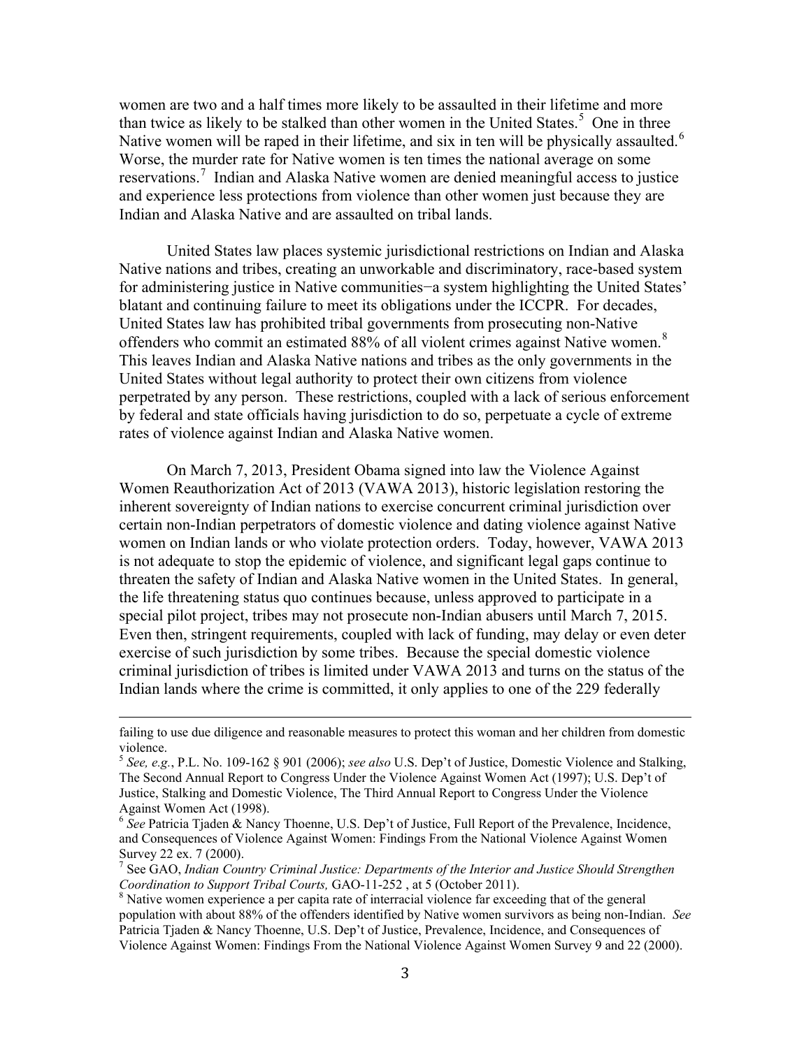women are two and a half times more likely to be assaulted in their lifetime and more than twice as likely to be stalked than other women in the United States.[5] One in three Native women will be raped in their lifetime, and six in ten will be physically assaulted.[6] Worse, the murder rate for Native women is ten times the national average on some reservations.[7] Indian and Alaska Native women are denied meaningful access to justice and experience less protections from violence than other women just because they are Indian and Alaska Native and are assaulted on tribal lands.

United States law places systemic jurisdictional restrictions on Indian and Alaska Native nations and tribes, creating an unworkable and discriminatory, race-based system for administering justice in Native communities−a system highlighting the United States' blatant and continuing failure to meet its obligations under the ICCPR. For decades, United States law has prohibited tribal governments from prosecuting non-Native offenders who commit an estimated 88% of all violent crimes against Native women.[8] This leaves Indian and Alaska Native nations and tribes as the only governments in the United States without legal authority to protect their own citizens from violence perpetrated by any person. These restrictions, coupled with a lack of serious enforcement by federal and state officials having jurisdiction to do so, perpetuate a cycle of extreme rates of violence against Indian and Alaska Native women.

On March 7, 2013, President Obama signed into law the Violence Against Women Reauthorization Act of 2013 (VAWA 2013), historic legislation restoring the inherent sovereignty of Indian nations to exercise concurrent criminal jurisdiction over certain non-Indian perpetrators of domestic violence and dating violence against Native women on Indian lands or who violate protection orders. Today, however, VAWA 2013 is not adequate to stop the epidemic of violence, and significant legal gaps continue to threaten the safety of Indian and Alaska Native women in the United States. In general, the life threatening status quo continues because, unless approved to participate in a special pilot project, tribes may not prosecute non-Indian abusers until March 7, 2015. Even then, stringent requirements, coupled with lack of funding, may delay or even deter exercise of such jurisdiction by some tribes. Because the special domestic violence criminal jurisdiction of tribes is limited under VAWA 2013 and turns on the status of the Indian lands where the crime is committed, it only applies to one of the 229 federally

---

failing to use due diligence and reasonable measures to protect this woman and her children from domestic violence.

[5] *See, e.g.*, P.L. No. 109-162 § 901 (2006); *see also* U.S. Dep't of Justice, Domestic Violence and Stalking, The Second Annual Report to Congress Under the Violence Against Women Act (1997); U.S. Dep't of Justice, Stalking and Domestic Violence, The Third Annual Report to Congress Under the Violence Against Women Act (1998).

[6] *See* Patricia Tjaden & Nancy Thoenne, U.S. Dep't of Justice, Full Report of the Prevalence, Incidence, and Consequences of Violence Against Women: Findings From the National Violence Against Women Survey 22 ex. 7 (2000).

[7] See GAO, *Indian Country Criminal Justice: Departments of the Interior and Justice Should Strengthen Coordination to Support Tribal Courts,* GAO-11-252 , at 5 (October 2011).

[8] Native women experience a per capita rate of interracial violence far exceeding that of the general population with about 88% of the offenders identified by Native women survivors as being non-Indian. *See* Patricia Tjaden & Nancy Thoenne, U.S. Dep't of Justice, Prevalence, Incidence, and Consequences of Violence Against Women: Findings From the National Violence Against Women Survey 9 and 22 (2000).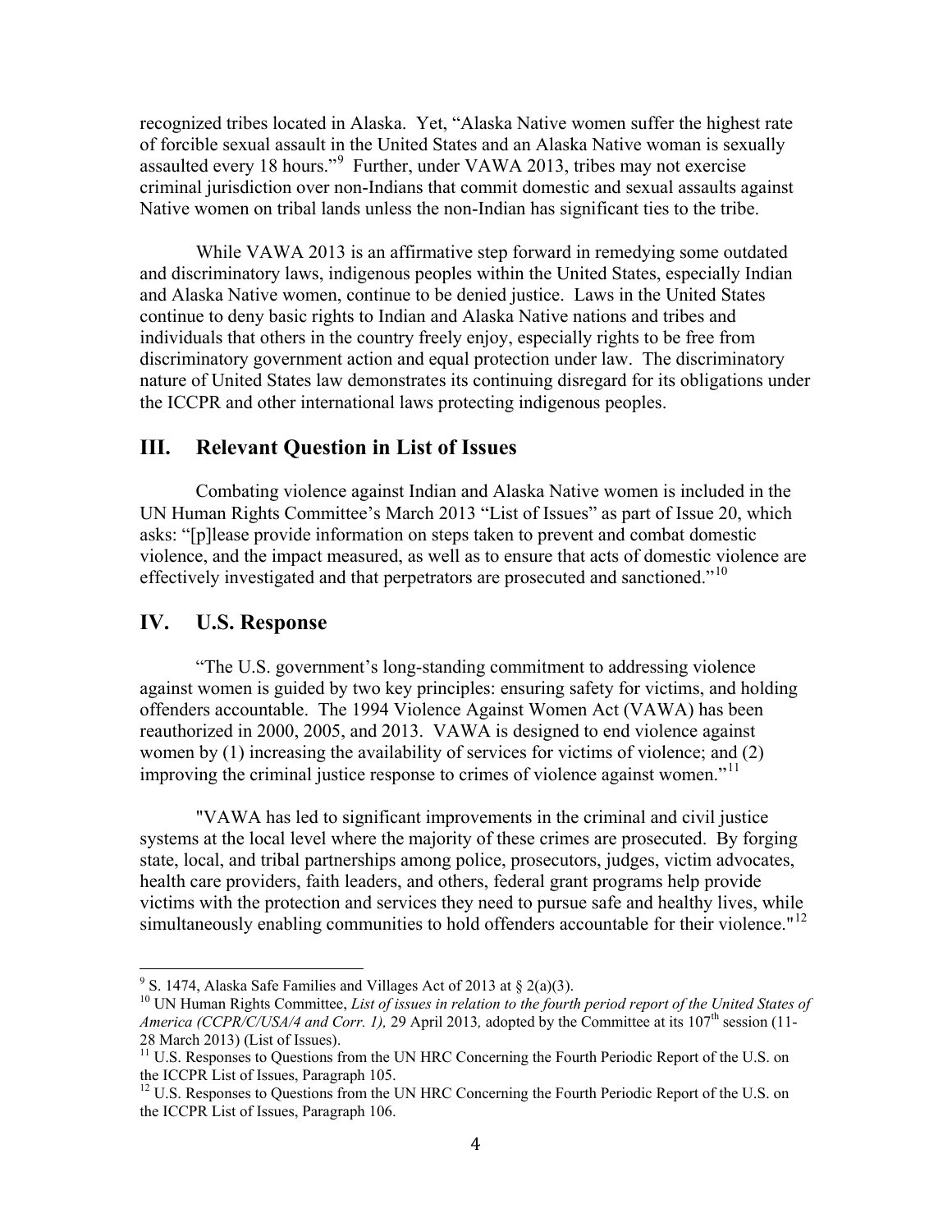recognized tribes located in Alaska. Yet, "Alaska Native women suffer the highest rate of forcible sexual assault in the United States and an Alaska Native woman is sexually assaulted every 18 hours."[9] Further, under VAWA 2013, tribes may not exercise criminal jurisdiction over non-Indians that commit domestic and sexual assaults against Native women on tribal lands unless the non-Indian has significant ties to the tribe.

While VAWA 2013 is an affirmative step forward in remedying some outdated and discriminatory laws, indigenous peoples within the United States, especially Indian and Alaska Native women, continue to be denied justice. Laws in the United States continue to deny basic rights to Indian and Alaska Native nations and tribes and individuals that others in the country freely enjoy, especially rights to be free from discriminatory government action and equal protection under law. The discriminatory nature of United States law demonstrates its continuing disregard for its obligations under the ICCPR and other international laws protecting indigenous peoples.

## III. Relevant Question in List of Issues

Combating violence against Indian and Alaska Native women is included in the UN Human Rights Committee's March 2013 "List of Issues" as part of Issue 20, which asks: "[p]lease provide information on steps taken to prevent and combat domestic violence, and the impact measured, as well as to ensure that acts of domestic violence are effectively investigated and that perpetrators are prosecuted and sanctioned."[10]

## IV. U.S. Response

"The U.S. government's long-standing commitment to addressing violence against women is guided by two key principles: ensuring safety for victims, and holding offenders accountable. The 1994 Violence Against Women Act (VAWA) has been reauthorized in 2000, 2005, and 2013. VAWA is designed to end violence against women by (1) increasing the availability of services for victims of violence; and (2) improving the criminal justice response to crimes of violence against women."[11]

"VAWA has led to significant improvements in the criminal and civil justice systems at the local level where the majority of these crimes are prosecuted. By forging state, local, and tribal partnerships among police, prosecutors, judges, victim advocates, health care providers, faith leaders, and others, federal grant programs help provide victims with the protection and services they need to pursue safe and healthy lives, while simultaneously enabling communities to hold offenders accountable for their violence."[12]

---

[9] S. 1474, Alaska Safe Families and Villages Act of 2013 at § 2(a)(3).

[10] UN Human Rights Committee, *List of issues in relation to the fourth period report of the United States of America (CCPR/C/USA/4 and Corr. 1),* 29 April 2013*,* adopted by the Committee at its 107th session (11-28 March 2013) (List of Issues).

[11] U.S. Responses to Questions from the UN HRC Concerning the Fourth Periodic Report of the U.S. on the ICCPR List of Issues, Paragraph 105.

[12] U.S. Responses to Questions from the UN HRC Concerning the Fourth Periodic Report of the U.S. on the ICCPR List of Issues, Paragraph 106.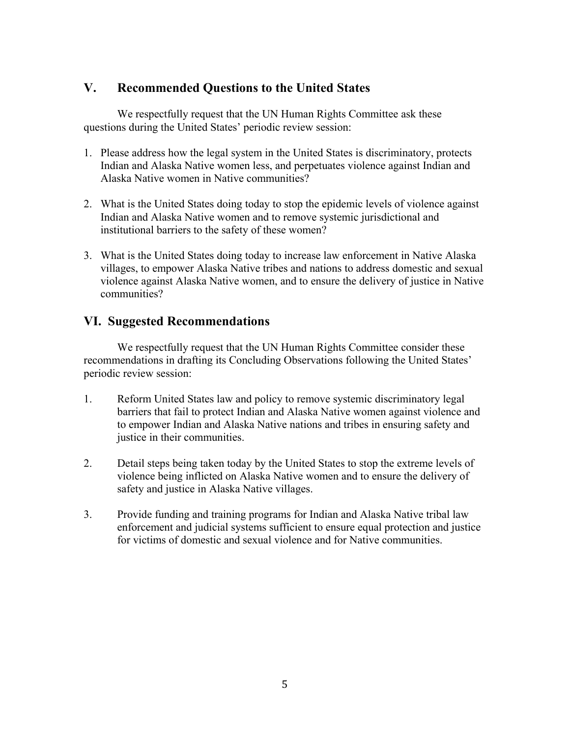## V. Recommended Questions to the United States

We respectfully request that the UN Human Rights Committee ask these questions during the United States' periodic review session:

1. Please address how the legal system in the United States is discriminatory, protects Indian and Alaska Native women less, and perpetuates violence against Indian and Alaska Native women in Native communities?

2. What is the United States doing today to stop the epidemic levels of violence against Indian and Alaska Native women and to remove systemic jurisdictional and institutional barriers to the safety of these women?

3. What is the United States doing today to increase law enforcement in Native Alaska villages, to empower Alaska Native tribes and nations to address domestic and sexual violence against Alaska Native women, and to ensure the delivery of justice in Native communities?

## VI. Suggested Recommendations

We respectfully request that the UN Human Rights Committee consider these recommendations in drafting its Concluding Observations following the United States' periodic review session:

1. Reform United States law and policy to remove systemic discriminatory legal barriers that fail to protect Indian and Alaska Native women against violence and to empower Indian and Alaska Native nations and tribes in ensuring safety and justice in their communities.

2. Detail steps being taken today by the United States to stop the extreme levels of violence being inflicted on Alaska Native women and to ensure the delivery of safety and justice in Alaska Native villages.

3. Provide funding and training programs for Indian and Alaska Native tribal law enforcement and judicial systems sufficient to ensure equal protection and justice for victims of domestic and sexual violence and for Native communities.